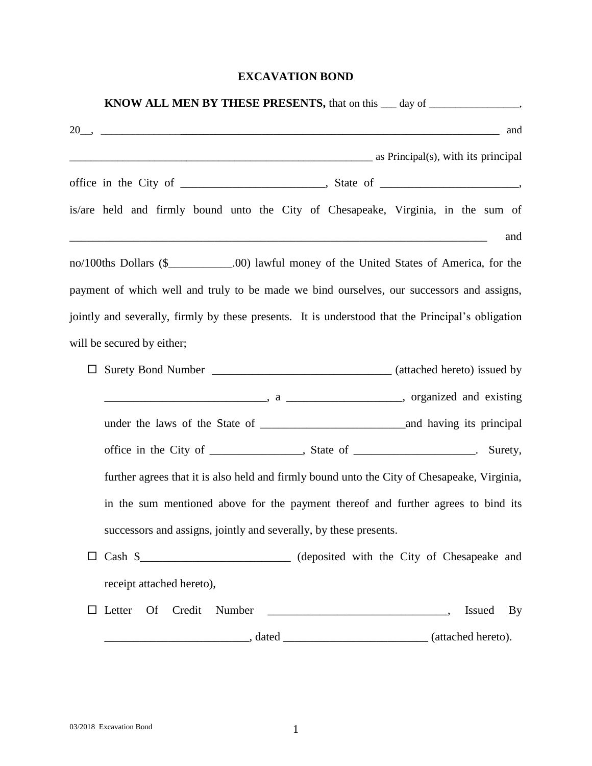# EXCAVATION BOND

**KNOW ALL MEN BY THESE PRESENTS,** that on this ___ day of _________________, 20__, ______________________________________________________________________________ and ________________________________________________________ as Principal(s), with its principal office in the City of _________________________, State of ________________________, is/are held and firmly bound unto the City of Chesapeake, Virginia, in the sum of ____________________________________________________________________________ and no/100ths Dollars ($___________.00) lawful money of the United States of America, for the payment of which well and truly to be made we bind ourselves, our successors and assigns, jointly and severally, firmly by these presents. It is understood that the Principal's obligation will be secured by either;

- ☐ Surety Bond Number _______________________________ (attached hereto) issued by ____________________________, a ____________________, organized and existing under the laws of the State of _________________________and having its principal office in the City of ________________, State of _____________________. Surety, further agrees that it is also held and firmly bound unto the City of Chesapeake, Virginia, in the sum mentioned above for the payment thereof and further agrees to bind its successors and assigns, jointly and severally, by these presents.
- ☐ Cash $__________________________ (deposited with the City of Chesapeake and receipt attached hereto),
- ☐ Letter Of Credit Number ______________________________, Issued By _________________________, dated _________________________ (attached hereto).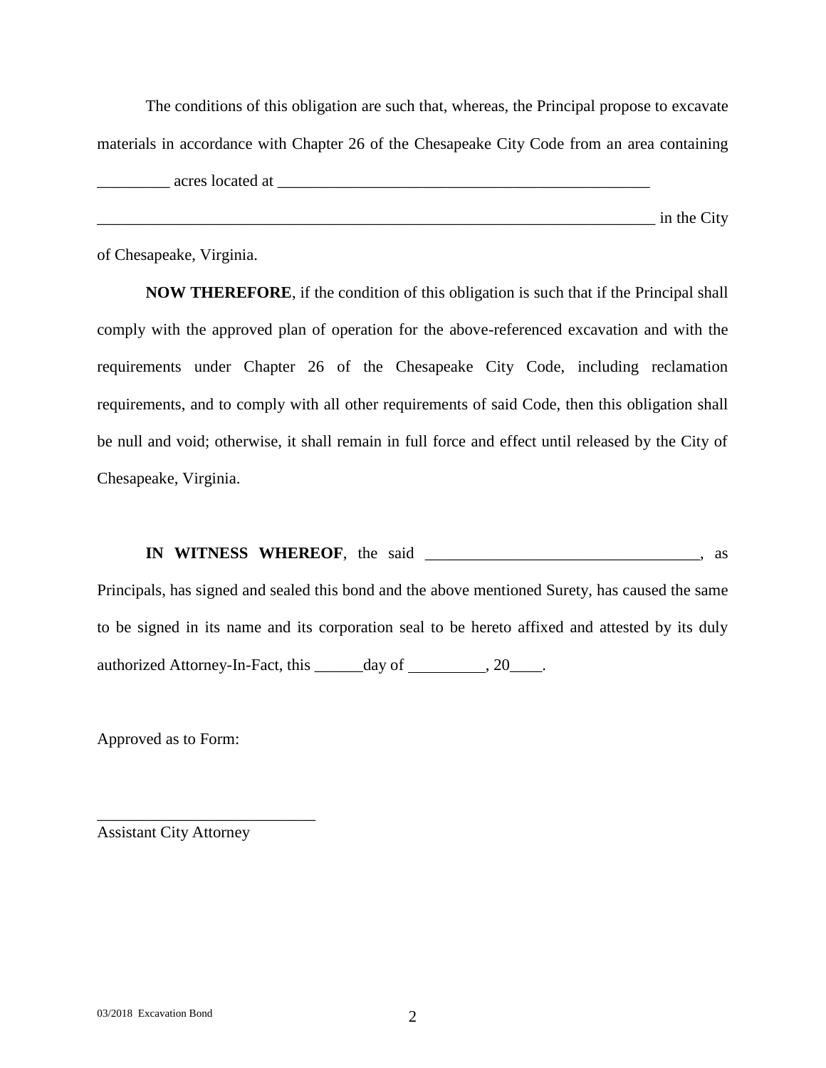The conditions of this obligation are such that, whereas, the Principal propose to excavate materials in accordance with Chapter 26 of the Chesapeake City Code from an area containing _________ acres located at _______________________________________________ _______________________________________________________________________ in the City of Chesapeake, Virginia.

**NOW THEREFORE**, if the condition of this obligation is such that if the Principal shall comply with the approved plan of operation for the above-referenced excavation and with the requirements under Chapter 26 of the Chesapeake City Code, including reclamation requirements, and to comply with all other requirements of said Code, then this obligation shall be null and void; otherwise, it shall remain in full force and effect until released by the City of Chesapeake, Virginia.

**IN WITNESS WHEREOF**, the said __________________________________, as Principals, has signed and sealed this bond and the above mentioned Surety, has caused the same to be signed in its name and its corporation seal to be hereto affixed and attested by its duly authorized Attorney-In-Fact, this ______day of _________, 20____.

Approved as to Form:

___________________________
Assistant City Attorney

03/2018 Excavation Bond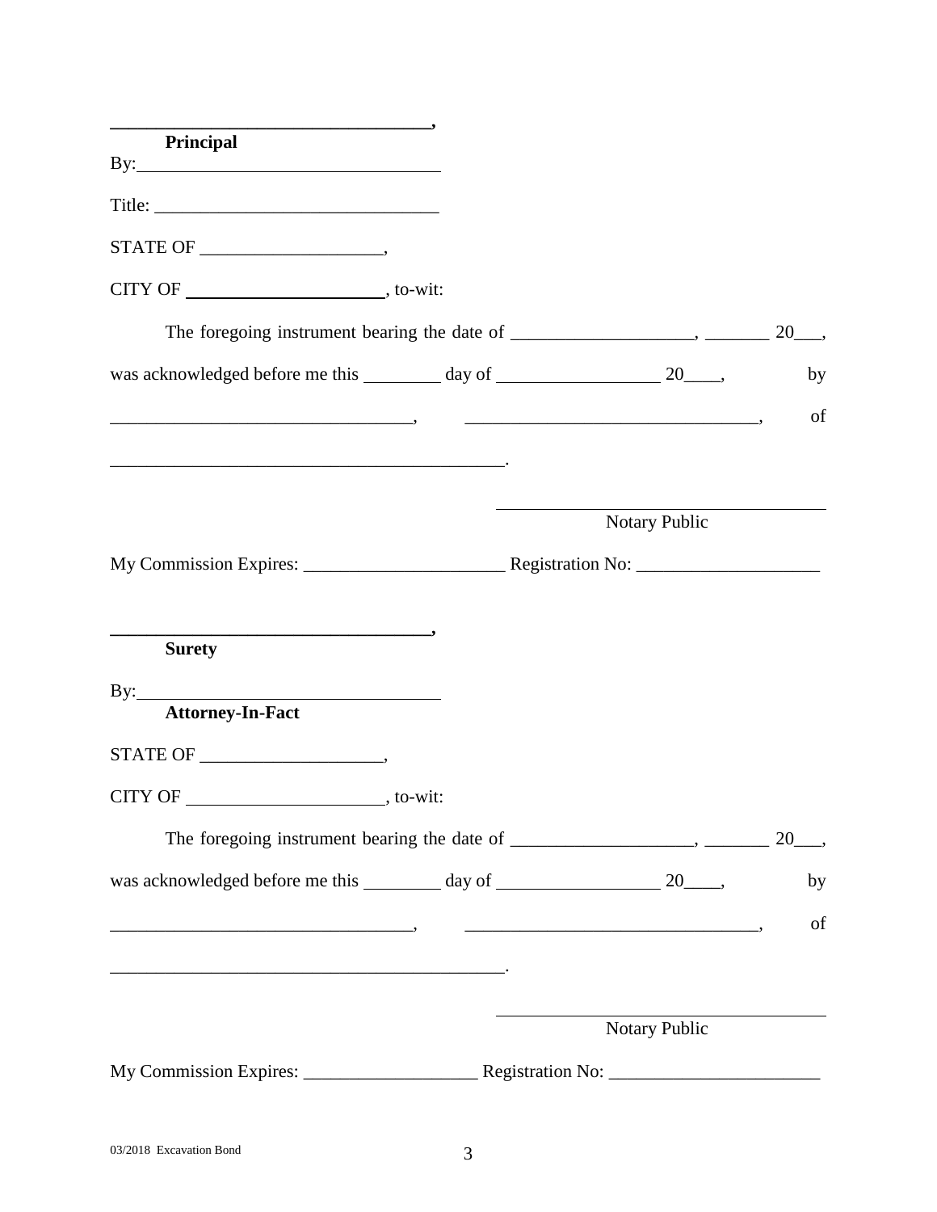**\_\_\_\_\_\_\_\_\_\_\_\_\_\_\_\_\_\_\_\_\_\_\_\_\_\_\_\_\_\_\_\_\_\_\_,**

**Principal**

By:\_\_\_\_\_\_\_\_\_\_\_\_\_\_\_\_\_\_\_\_\_\_\_\_\_\_\_\_\_\_\_\_\_

Title: \_\_\_\_\_\_\_\_\_\_\_\_\_\_\_\_\_\_\_\_\_\_\_\_\_\_\_\_\_\_

STATE OF \_\_\_\_\_\_\_\_\_\_\_\_\_\_\_\_\_\_\_\_,

CITY OF \_\_\_\_\_\_\_\_\_\_\_\_\_\_\_\_\_\_\_\_\_\_, to-wit:

The foregoing instrument bearing the date of \_\_\_\_\_\_\_\_\_\_\_\_\_\_\_\_\_\_\_\_, \_\_\_\_\_\_\_ 20\_\_\_, was acknowledged before me this \_\_\_\_\_\_\_\_ day of \_\_\_\_\_\_\_\_\_\_\_\_\_\_\_\_\_ 20\_\_\_\_, by \_\_\_\_\_\_\_\_\_\_\_\_\_\_\_\_\_\_\_\_\_\_\_\_\_\_\_\_\_\_\_\_, \_\_\_\_\_\_\_\_\_\_\_\_\_\_\_\_\_\_\_\_\_\_\_\_\_\_\_\_\_\_\_\_, of \_\_\_\_\_\_\_\_\_\_\_\_\_\_\_\_\_\_\_\_\_\_\_\_\_\_\_\_\_\_\_\_\_\_\_\_\_\_\_\_\_\_\_.

\_\_\_\_\_\_\_\_\_\_\_\_\_\_\_\_\_\_\_\_\_\_\_\_\_\_\_\_\_\_\_\_\_\_\_
Notary Public

My Commission Expires: \_\_\_\_\_\_\_\_\_\_\_\_\_\_\_\_\_\_\_\_\_\_ Registration No: \_\_\_\_\_\_\_\_\_\_\_\_\_\_\_\_\_\_\_\_

**\_\_\_\_\_\_\_\_\_\_\_\_\_\_\_\_\_\_\_\_\_\_\_\_\_\_\_\_\_\_\_\_\_\_\_,**

**Surety**

By:\_\_\_\_\_\_\_\_\_\_\_\_\_\_\_\_\_\_\_\_\_\_\_\_\_\_\_\_\_\_\_\_\_

**Attorney-In-Fact**

STATE OF \_\_\_\_\_\_\_\_\_\_\_\_\_\_\_\_\_\_\_\_,

CITY OF \_\_\_\_\_\_\_\_\_\_\_\_\_\_\_\_\_\_\_\_\_\_, to-wit:

The foregoing instrument bearing the date of \_\_\_\_\_\_\_\_\_\_\_\_\_\_\_\_\_\_\_\_, \_\_\_\_\_\_\_ 20\_\_\_, was acknowledged before me this \_\_\_\_\_\_\_\_ day of \_\_\_\_\_\_\_\_\_\_\_\_\_\_\_\_\_ 20\_\_\_\_, by \_\_\_\_\_\_\_\_\_\_\_\_\_\_\_\_\_\_\_\_\_\_\_\_\_\_\_\_\_\_\_\_, \_\_\_\_\_\_\_\_\_\_\_\_\_\_\_\_\_\_\_\_\_\_\_\_\_\_\_\_\_\_\_\_, of \_\_\_\_\_\_\_\_\_\_\_\_\_\_\_\_\_\_\_\_\_\_\_\_\_\_\_\_\_\_\_\_\_\_\_\_\_\_\_\_\_\_\_.

\_\_\_\_\_\_\_\_\_\_\_\_\_\_\_\_\_\_\_\_\_\_\_\_\_\_\_\_\_\_\_\_\_\_\_
Notary Public

My Commission Expires: \_\_\_\_\_\_\_\_\_\_\_\_\_\_\_\_\_\_\_ Registration No: \_\_\_\_\_\_\_\_\_\_\_\_\_\_\_\_\_\_\_\_\_\_\_

03/2018 Excavation Bond